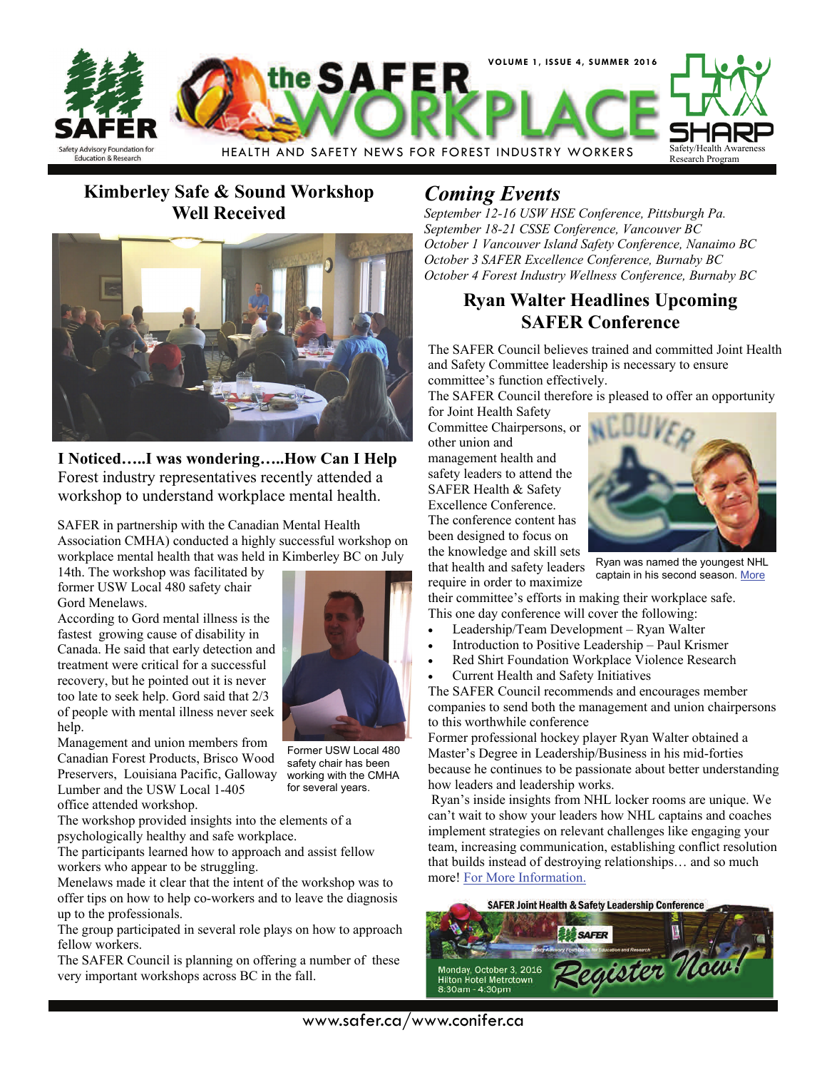# the SAFER WORKPLACE

VOLUME 1, ISSUE 4, SUMMER 2016

HEALTH AND SAFETY NEWS FOR FOREST INDUSTRY WORKERS

## Kimberley Safe & Sound Workshop Well Received

**I Noticed…..I was wondering…..How Can I Help**

Forest industry representatives recently attended a workshop to understand workplace mental health.

SAFER in partnership with the Canadian Mental Health Association CMHA) conducted a highly successful workshop on workplace mental health that was held in Kimberley BC on July 14th. The workshop was facilitated by former USW Local 480 safety chair Gord Menelaws.

According to Gord mental illness is the fastest growing cause of disability in Canada. He said that early detection and treatment were critical for a successful recovery, but he pointed out it is never too late to seek help. Gord said that 2/3 of people with mental illness never seek help.

Former USW Local 480 safety chair has been working with the CMHA for several years.

Management and union members from Canadian Forest Products, Brisco Wood Preservers, Louisiana Pacific, Galloway Lumber and the USW Local 1-405 office attended workshop.

The workshop provided insights into the elements of a psychologically healthy and safe workplace.

The participants learned how to approach and assist fellow workers who appear to be struggling.

Menelaws made it clear that the intent of the workshop was to offer tips on how to help co-workers and to leave the diagnosis up to the professionals.

The group participated in several role plays on how to approach fellow workers.

The SAFER Council is planning on offering a number of these very important workshops across BC in the fall.

## *Coming Events*

*September 12-16 USW HSE Conference, Pittsburgh Pa.*
*September 18-21 CSSE Conference, Vancouver BC*
*October 1 Vancouver Island Safety Conference, Nanaimo BC*
*October 3 SAFER Excellence Conference, Burnaby BC*
*October 4 Forest Industry Wellness Conference, Burnaby BC*

## Ryan Walter Headlines Upcoming SAFER Conference

The SAFER Council believes trained and committed Joint Health and Safety Committee leadership is necessary to ensure committee's function effectively.

The SAFER Council therefore is pleased to offer an opportunity for Joint Health Safety Committee Chairpersons, or other union and management health and safety leaders to attend the SAFER Health & Safety Excellence Conference. The conference content has been designed to focus on the knowledge and skill sets that health and safety leaders require in order to maximize their committee's efforts in making their workplace safe.

Ryan was named the youngest NHL captain in his second season. More

This one day conference will cover the following:

- Leadership/Team Development – Ryan Walter
- Introduction to Positive Leadership – Paul Krismer
- Red Shirt Foundation Workplace Violence Research
- Current Health and Safety Initiatives

The SAFER Council recommends and encourages member companies to send both the management and union chairpersons to this worthwhile conference

Former professional hockey player Ryan Walter obtained a Master's Degree in Leadership/Business in his mid-forties because he continues to be passionate about better understanding how leaders and leadership works.

Ryan's inside insights from NHL locker rooms are unique. We can't wait to show your leaders how NHL captains and coaches implement strategies on relevant challenges like engaging your team, increasing communication, establishing conflict resolution that builds instead of destroying relationships… and so much more! For More Information.

**SAFER Joint Health & Safety Leadership Conference**

Monday, October 3, 2016
Hilton Hotel Metrotown
8:30am - 4:30pm

Register Now!

www.safer.ca/www.conifer.ca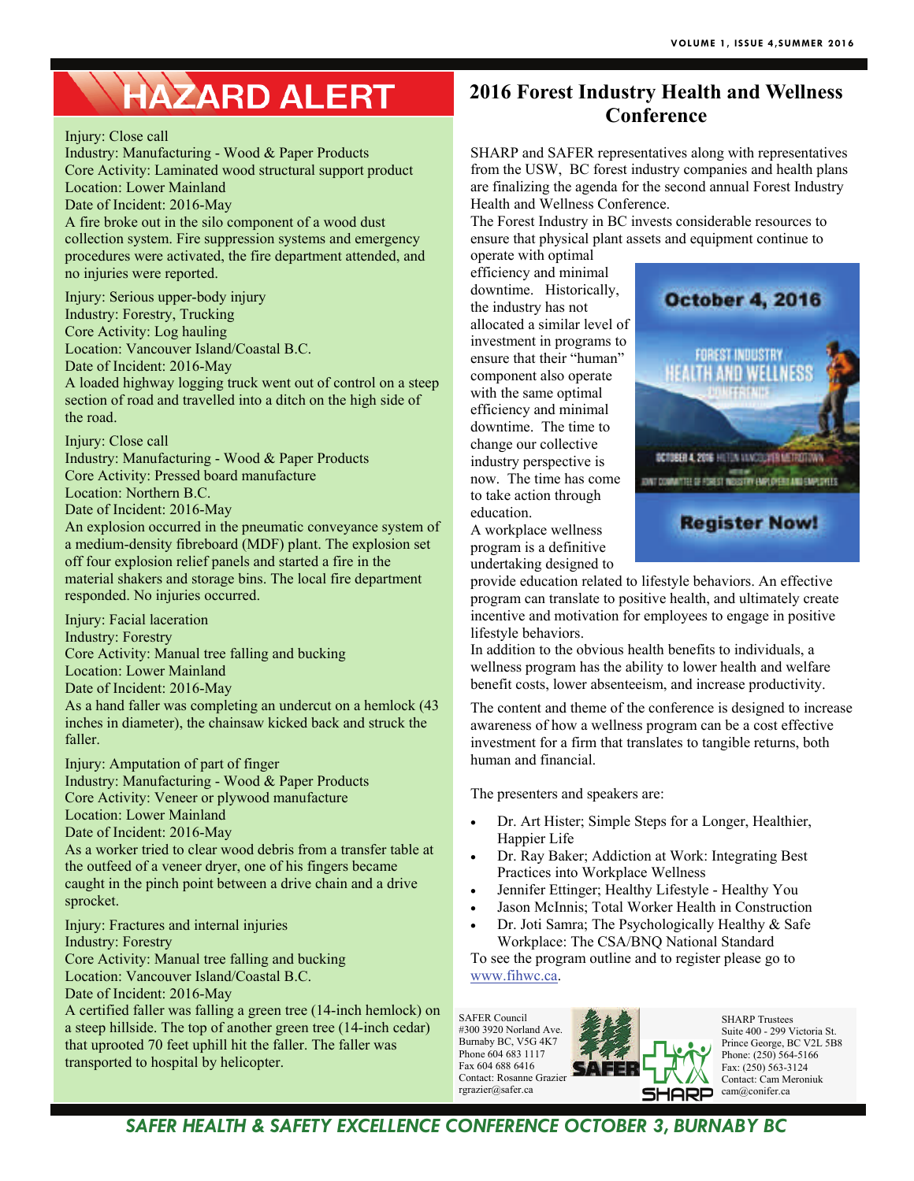# HAZARD ALERT

Injury: Close call
Industry: Manufacturing - Wood & Paper Products
Core Activity: Laminated wood structural support product
Location: Lower Mainland
Date of Incident: 2016-May
A fire broke out in the silo component of a wood dust collection system. Fire suppression systems and emergency procedures were activated, the fire department attended, and no injuries were reported.

Injury: Serious upper-body injury
Industry: Forestry, Trucking
Core Activity: Log hauling
Location: Vancouver Island/Coastal B.C.
Date of Incident: 2016-May
A loaded highway logging truck went out of control on a steep section of road and travelled into a ditch on the high side of the road.

Injury: Close call
Industry: Manufacturing - Wood & Paper Products
Core Activity: Pressed board manufacture
Location: Northern B.C.
Date of Incident: 2016-May
An explosion occurred in the pneumatic conveyance system of a medium-density fibreboard (MDF) plant. The explosion set off four explosion relief panels and started a fire in the material shakers and storage bins. The local fire department responded. No injuries occurred.

Injury: Facial laceration
Industry: Forestry
Core Activity: Manual tree falling and bucking
Location: Lower Mainland
Date of Incident: 2016-May
As a hand faller was completing an undercut on a hemlock (43 inches in diameter), the chainsaw kicked back and struck the faller.

Injury: Amputation of part of finger
Industry: Manufacturing - Wood & Paper Products
Core Activity: Veneer or plywood manufacture
Location: Lower Mainland
Date of Incident: 2016-May
As a worker tried to clear wood debris from a transfer table at the outfeed of a veneer dryer, one of his fingers became caught in the pinch point between a drive chain and a drive sprocket.

Injury: Fractures and internal injuries
Industry: Forestry
Core Activity: Manual tree falling and bucking
Location: Vancouver Island/Coastal B.C.
Date of Incident: 2016-May
A certified faller was falling a green tree (14-inch hemlock) on a steep hillside. The top of another green tree (14-inch cedar) that uprooted 70 feet uphill hit the faller. The faller was transported to hospital by helicopter.

## 2016 Forest Industry Health and Wellness Conference

SHARP and SAFER representatives along with representatives from the USW, BC forest industry companies and health plans are finalizing the agenda for the second annual Forest Industry Health and Wellness Conference.

The Forest Industry in BC invests considerable resources to ensure that physical plant assets and equipment continue to operate with optimal efficiency and minimal downtime. Historically, the industry has not allocated a similar level of investment in programs to ensure that their "human" component also operate with the same optimal efficiency and minimal downtime. The time to change our collective industry perspective is now. The time has come to take action through education.

A workplace wellness program is a definitive undertaking designed to provide education related to lifestyle behaviors. An effective program can translate to positive health, and ultimately create incentive and motivation for employees to engage in positive lifestyle behaviors.

In addition to the obvious health benefits to individuals, a wellness program has the ability to lower health and welfare benefit costs, lower absenteeism, and increase productivity.

The content and theme of the conference is designed to increase awareness of how a wellness program can be a cost effective investment for a firm that translates to tangible returns, both human and financial.

October 4, 2016

FOREST INDUSTRY HEALTH AND WELLNESS CONFERENCE

Register Now!

The presenters and speakers are:

- Dr. Art Hister; Simple Steps for a Longer, Healthier, Happier Life
- Dr. Ray Baker; Addiction at Work: Integrating Best Practices into Workplace Wellness
- Jennifer Ettinger; Healthy Lifestyle - Healthy You
- Jason McInnis; Total Worker Health in Construction
- Dr. Joti Samra; The Psychologically Healthy & Safe Workplace: The CSA/BNQ National Standard

To see the program outline and to register please go to www.fihwc.ca.

SAFER Council
#300 3920 Norland Ave.
Burnaby BC, V5G 4K7
Phone 604 683 1117
Fax 604 688 6416
Contact: Rosanne Grazier
rgrazier@safer.ca

SHARP Trustees
Suite 400 - 299 Victoria St.
Prince George, BC V2L 5B8
Phone: (250) 564-5166
Fax: (250) 563-3124
Contact: Cam Meroniuk
cam@conifer.ca

*SAFER HEALTH & SAFETY EXCELLENCE CONFERENCE OCTOBER 3, BURNABY BC*